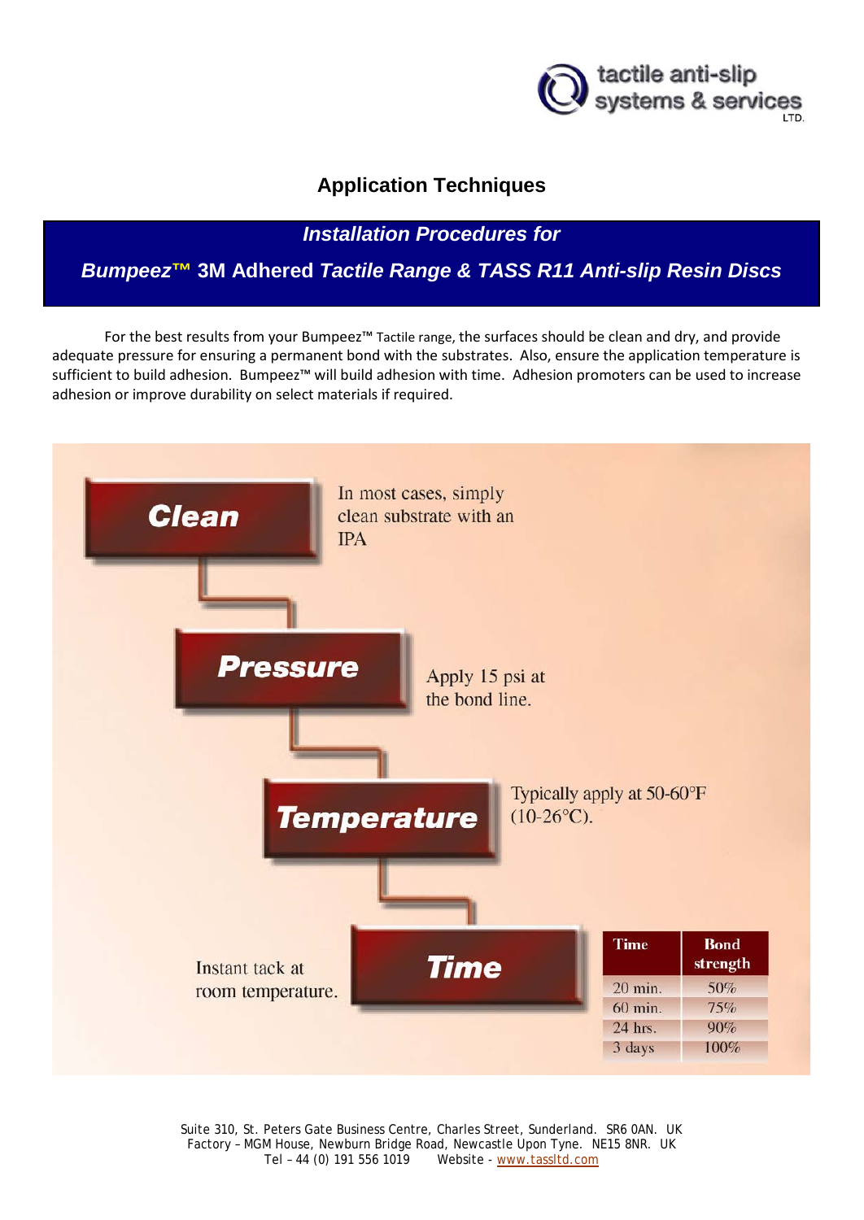tactile anti-slip systems & services LTD.

# Application Techniques

## *Installation Procedures for*

## *Bumpeez™* 3M Adhered *Tactile Range & TASS R11 Anti-slip Resin Discs*

For the best results from your Bumpeez™ Tactile range, the surfaces should be clean and dry, and provide adequate pressure for ensuring a permanent bond with the substrates. Also, ensure the application temperature is sufficient to build adhesion. Bumpeez™ will build adhesion with time. Adhesion promoters can be used to increase adhesion or improve durability on select materials if required.

**Clean**

In most cases, simply clean substrate with an IPA

**Pressure**

Apply 15 psi at the bond line.

**Temperature**

Typically apply at 50-60°F (10-26°C).

**Time**

Instant tack at room temperature.

| Time | Bond strength |
|---|---|
| 20 min. | 50% |
| 60 min. | 75% |
| 24 hrs. | 90% |
| 3 days | 100% |

Suite 310, St. Peters Gate Business Centre, Charles Street, Sunderland. SR6 0AN. UK
Factory – MGM House, Newburn Bridge Road, Newcastle Upon Tyne. NE15 8NR. UK
Tel – 44 (0) 191 556 1019 Website - www.tassltd.com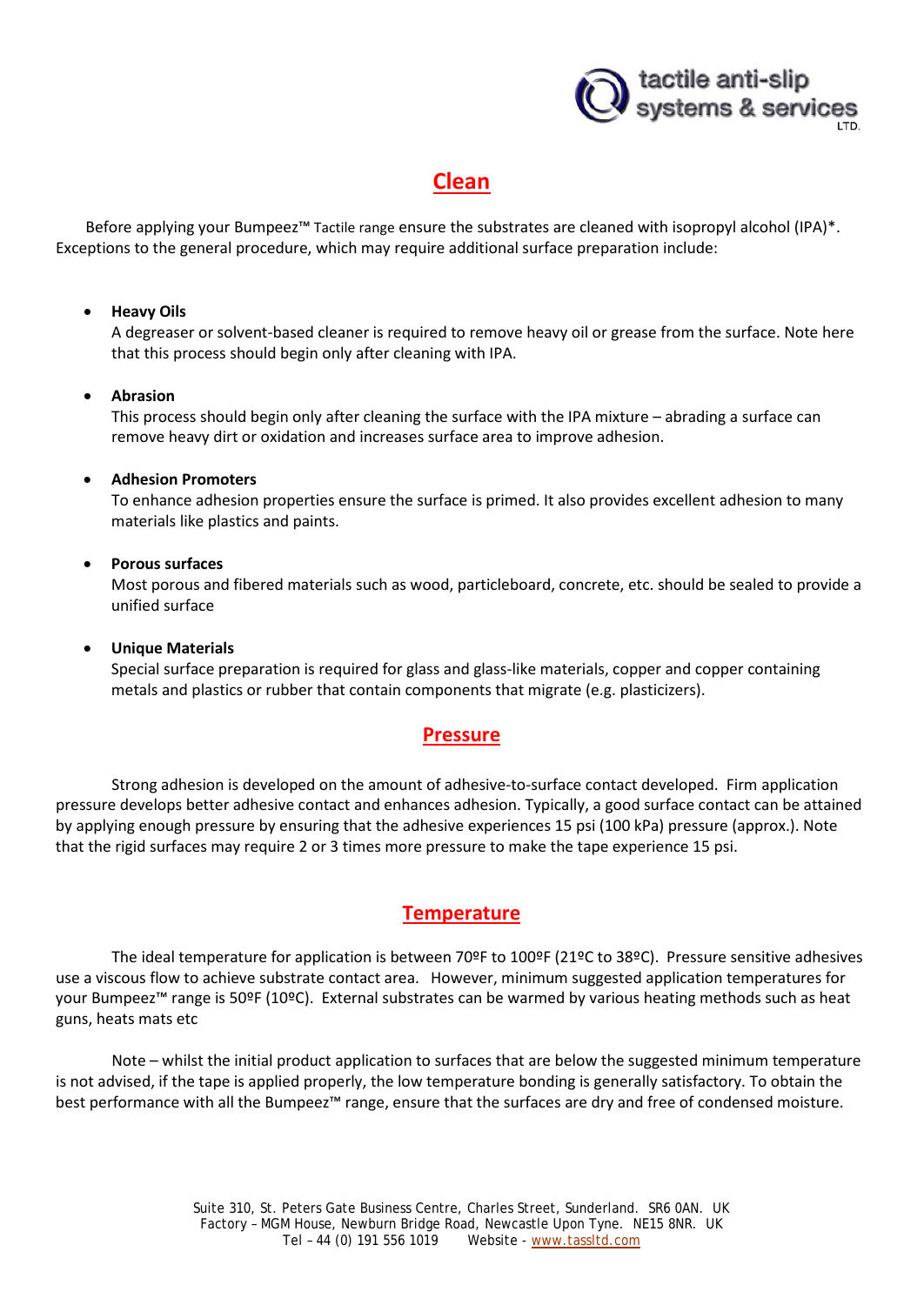## Clean

Before applying your Bumpeez™ Tactile range ensure the substrates are cleaned with isopropyl alcohol (IPA)*. Exceptions to the general procedure, which may require additional surface preparation include:

- **Heavy Oils**
  A degreaser or solvent-based cleaner is required to remove heavy oil or grease from the surface. Note here that this process should begin only after cleaning with IPA.

- **Abrasion**
  This process should begin only after cleaning the surface with the IPA mixture – abrading a surface can remove heavy dirt or oxidation and increases surface area to improve adhesion.

- **Adhesion Promoters**
  To enhance adhesion properties ensure the surface is primed. It also provides excellent adhesion to many materials like plastics and paints.

- **Porous surfaces**
  Most porous and fibered materials such as wood, particleboard, concrete, etc. should be sealed to provide a unified surface

- **Unique Materials**
  Special surface preparation is required for glass and glass-like materials, copper and copper containing metals and plastics or rubber that contain components that migrate (e.g. plasticizers).

## Pressure

Strong adhesion is developed on the amount of adhesive-to-surface contact developed. Firm application pressure develops better adhesive contact and enhances adhesion. Typically, a good surface contact can be attained by applying enough pressure by ensuring that the adhesive experiences 15 psi (100 kPa) pressure (approx.). Note that the rigid surfaces may require 2 or 3 times more pressure to make the tape experience 15 psi.

## Temperature

The ideal temperature for application is between 70ºF to 100ºF (21ºC to 38ºC). Pressure sensitive adhesives use a viscous flow to achieve substrate contact area. However, minimum suggested application temperatures for your Bumpeez™ range is 50ºF (10ºC). External substrates can be warmed by various heating methods such as heat guns, heats mats etc

Note – whilst the initial product application to surfaces that are below the suggested minimum temperature is not advised, if the tape is applied properly, the low temperature bonding is generally satisfactory. To obtain the best performance with all the Bumpeez™ range, ensure that the surfaces are dry and free of condensed moisture.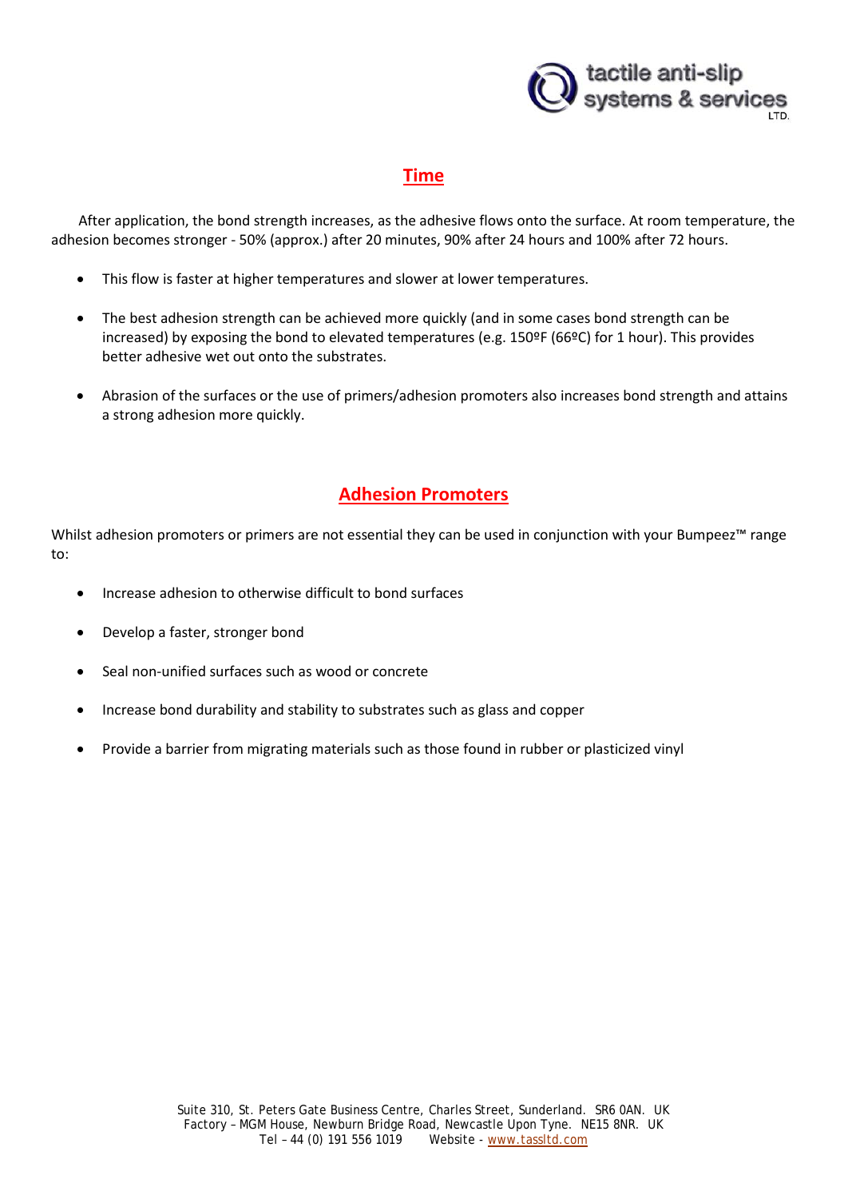## Time

After application, the bond strength increases, as the adhesive flows onto the surface. At room temperature, the adhesion becomes stronger - 50% (approx.) after 20 minutes, 90% after 24 hours and 100% after 72 hours.

- This flow is faster at higher temperatures and slower at lower temperatures.
- The best adhesion strength can be achieved more quickly (and in some cases bond strength can be increased) by exposing the bond to elevated temperatures (e.g. 150ºF (66ºC) for 1 hour). This provides better adhesive wet out onto the substrates.
- Abrasion of the surfaces or the use of primers/adhesion promoters also increases bond strength and attains a strong adhesion more quickly.

## Adhesion Promoters

Whilst adhesion promoters or primers are not essential they can be used in conjunction with your Bumpeez™ range to:

- Increase adhesion to otherwise difficult to bond surfaces
- Develop a faster, stronger bond
- Seal non-unified surfaces such as wood or concrete
- Increase bond durability and stability to substrates such as glass and copper
- Provide a barrier from migrating materials such as those found in rubber or plasticized vinyl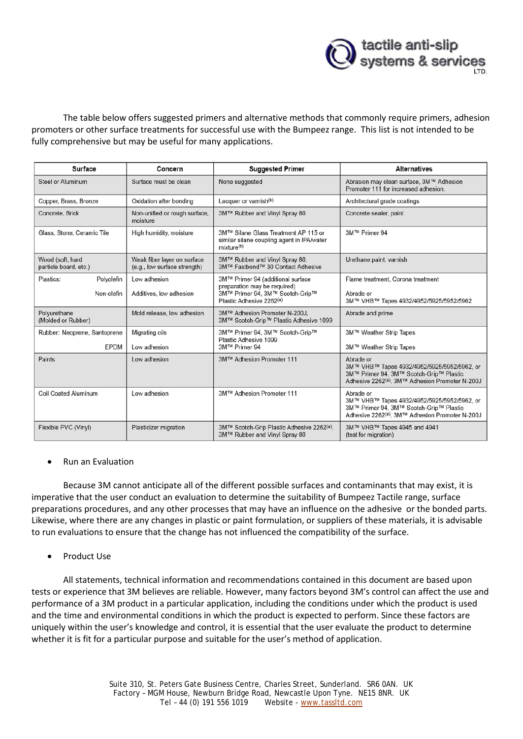The table below offers suggested primers and alternative methods that commonly require primers, adhesion promoters or other surface treatments for successful use with the Bumpeez range. This list is not intended to be fully comprehensive but may be useful for many applications.

| Surface | Concern | Suggested Primer | Alternatives |
|---|---|---|---|
| Steel or Aluminum | Surface must be clean | None suggested | Abrasion may clean surface, 3M™ Adhesion Promoter 111 for increased adhesion. |
| Copper, Brass, Bronze | Oxidation after bonding | Lacquer or varnish[b] | Architectural grade coatings |
| Concrete, Brick | Non-unified or rough surface, moisture | 3M™ Rubber and Vinyl Spray 80 | Concrete sealer, paint |
| Glass, Stone, Ceramic Tile | High humidity, moisture | 3M™ Silane Glass Treatment AP 115 or similar silane coupling agent in IPA/water mixture[b] | 3M™ Primer 94 |
| Wood (soft, hard particle board, etc.) | Weak fiber layer on surface (e.g., low surface strength) | 3M™ Rubber and Vinyl Spray 80, 3M™ Fastbond™ 30 Contact Adhesive | Urethane paint, varnish |
| Plastics: Polyolefin | Low adhesion | 3M™ Primer 94 (additional surface preparation may be required) | Flame treatment, Corona treatment |
| Plastics: Non-olefin | Additives, low adhesion | 3M™ Primer 94, 3M™ Scotch-Grip™ Plastic Adhesive 2262[a] | Abrade or 3M™ VHB™ Tapes 4932/4952/5925/5952/5962 |
| Polyurethane (Molded or Rubber) | Mold release, low adhesion | 3M™ Adhesion Promoter N-200J, 3M™ Scotch-Grip™ Plastic Adhesive 1099 | Abrade and prime |
| Rubber: Neoprene, Santoprene | Migrating oils | 3M™ Primer 94, 3M™ Scotch-Grip™ Plastic Adhesive 1099 | 3M™ Weather Strip Tapes |
| Rubber: EPDM | Low adhesion | 3M™ Primer 94 | 3M™ Weather Strip Tapes |
| Paints | Low adhesion | 3M™ Adhesion Promoter 111 | Abrade or 3M™ VHB™ Tapes 4932/4952/5925/5952/5962, or 3M™ Primer 94, 3M™ Scotch-Grip™ Plastic Adhesive 2262[a], 3M™ Adhesion Promoter N-200J |
| Coil Coated Aluminum | Low adhesion | 3M™ Adhesion Promoter 111 | Abrade or 3M™ VHB™ Tapes 4932/4952/5925/5952/5962, or 3M™ Primer 94, 3M™ Scotch-Grip™ Plastic Adhesive 2262[a], 3M™ Adhesion Promoter N-200J |
| Flexible PVC (Vinyl) | Plasticizer migration | 3M™ Scotch-Grip Plastic Adhesive 2262[a], 3M™ Rubber and Vinyl Spray 80 | 3M™ VHB™ Tapes 4945 and 4941 (test for migration) |

- Run an Evaluation

Because 3M cannot anticipate all of the different possible surfaces and contaminants that may exist, it is imperative that the user conduct an evaluation to determine the suitability of Bumpeez Tactile range, surface preparations procedures, and any other processes that may have an influence on the adhesive or the bonded parts. Likewise, where there are any changes in plastic or paint formulation, or suppliers of these materials, it is advisable to run evaluations to ensure that the change has not influenced the compatibility of the surface.

- Product Use

All statements, technical information and recommendations contained in this document are based upon tests or experience that 3M believes are reliable. However, many factors beyond 3M's control can affect the use and performance of a 3M product in a particular application, including the conditions under which the product is used and the time and environmental conditions in which the product is expected to perform. Since these factors are uniquely within the user's knowledge and control, it is essential that the user evaluate the product to determine whether it is fit for a particular purpose and suitable for the user's method of application.